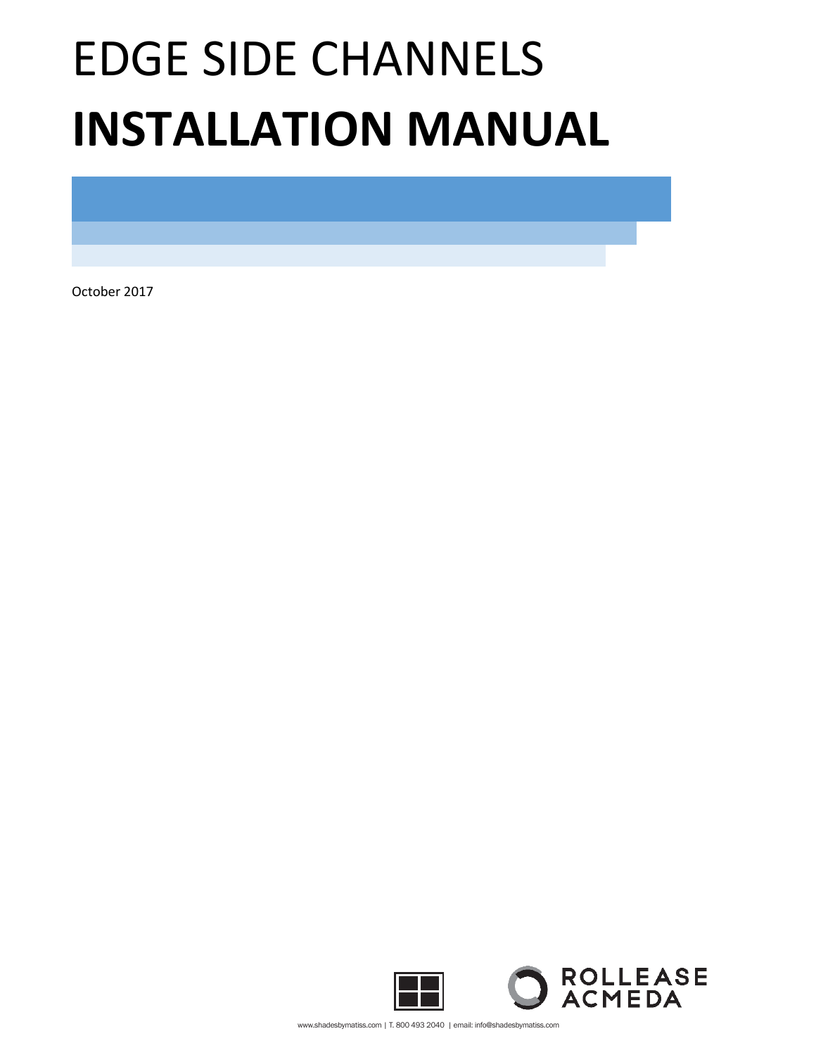# EDGE SIDE CHANNELS

# INSTALLATION MANUAL

October 2017

ROLLEASE ACMEDA

www.shadesbymatiss.com | T. 800 493 2040 | email: info@shadesbymatiss.com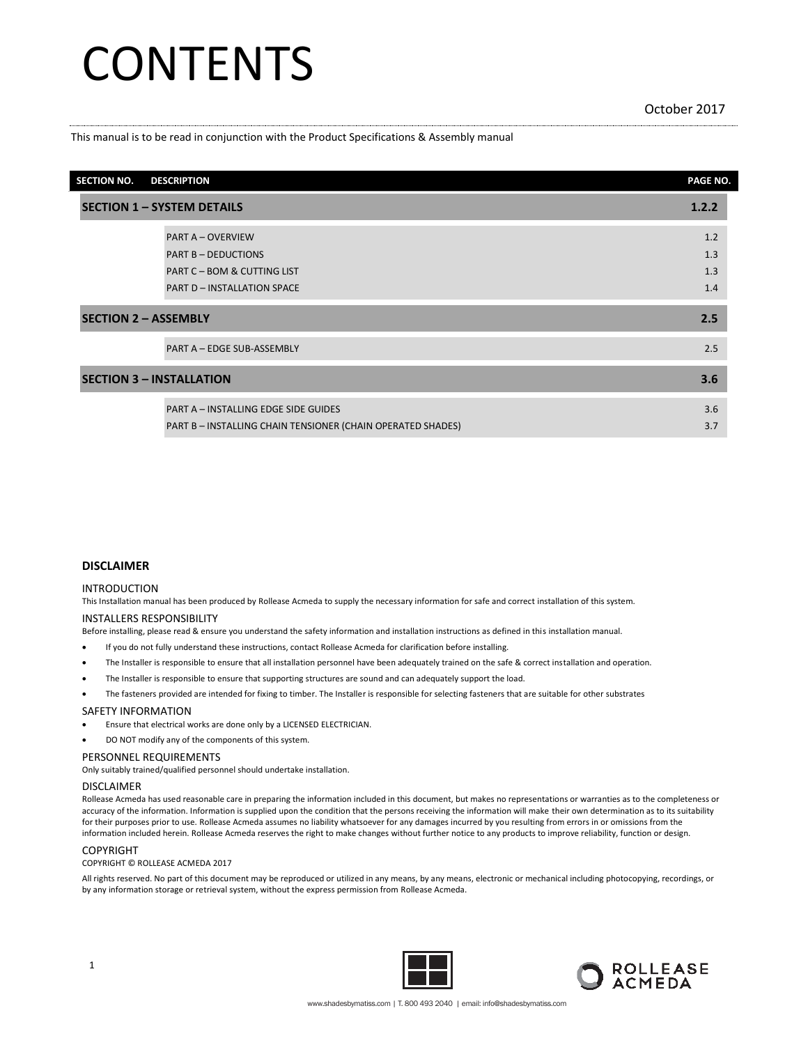# CONTENTS

October 2017

This manual is to be read in conjunction with the Product Specifications & Assembly manual

| SECTION NO. | DESCRIPTION | PAGE NO. |
|---|---|---|
| **SECTION 1 – SYSTEM DETAILS** | | **1.2.2** |
| | PART A – OVERVIEW | 1.2 |
| | PART B – DEDUCTIONS | 1.3 |
| | PART C – BOM & CUTTING LIST | 1.3 |
| | PART D – INSTALLATION SPACE | 1.4 |
| **SECTION 2 – ASSEMBLY** | | **2.5** |
| | PART A – EDGE SUB-ASSEMBLY | 2.5 |
| **SECTION 3 – INSTALLATION** | | **3.6** |
| | PART A – INSTALLING EDGE SIDE GUIDES | 3.6 |
| | PART B – INSTALLING CHAIN TENSIONER (CHAIN OPERATED SHADES) | 3.7 |

## DISCLAIMER

### INTRODUCTION

This Installation manual has been produced by Rollease Acmeda to supply the necessary information for safe and correct installation of this system.

### INSTALLERS RESPONSIBILITY

Before installing, please read & ensure you understand the safety information and installation instructions as defined in this installation manual.

- If you do not fully understand these instructions, contact Rollease Acmeda for clarification before installing.
- The Installer is responsible to ensure that all installation personnel have been adequately trained on the safe & correct installation and operation.
- The Installer is responsible to ensure that supporting structures are sound and can adequately support the load.
- The fasteners provided are intended for fixing to timber. The Installer is responsible for selecting fasteners that are suitable for other substrates

### SAFETY INFORMATION

- Ensure that electrical works are done only by a LICENSED ELECTRICIAN.
- DO NOT modify any of the components of this system.

### PERSONNEL REQUIREMENTS

Only suitably trained/qualified personnel should undertake installation.

### DISCLAIMER

Rollease Acmeda has used reasonable care in preparing the information included in this document, but makes no representations or warranties as to the completeness or accuracy of the information. Information is supplied upon the condition that the persons receiving the information will make their own determination as to its suitability for their purposes prior to use. Rollease Acmeda assumes no liability whatsoever for any damages incurred by you resulting from errors in or omissions from the information included herein. Rollease Acmeda reserves the right to make changes without further notice to any products to improve reliability, function or design.

### COPYRIGHT

COPYRIGHT © ROLLEASE ACMEDA 2017

All rights reserved. No part of this document may be reproduced or utilized in any means, by any means, electronic or mechanical including photocopying, recordings, or by any information storage or retrieval system, without the express permission from Rollease Acmeda.

ROLLEASE ACMEDA

www.shadesbymatiss.com | T. 800 493 2040 | email: info@shadesbymatiss.com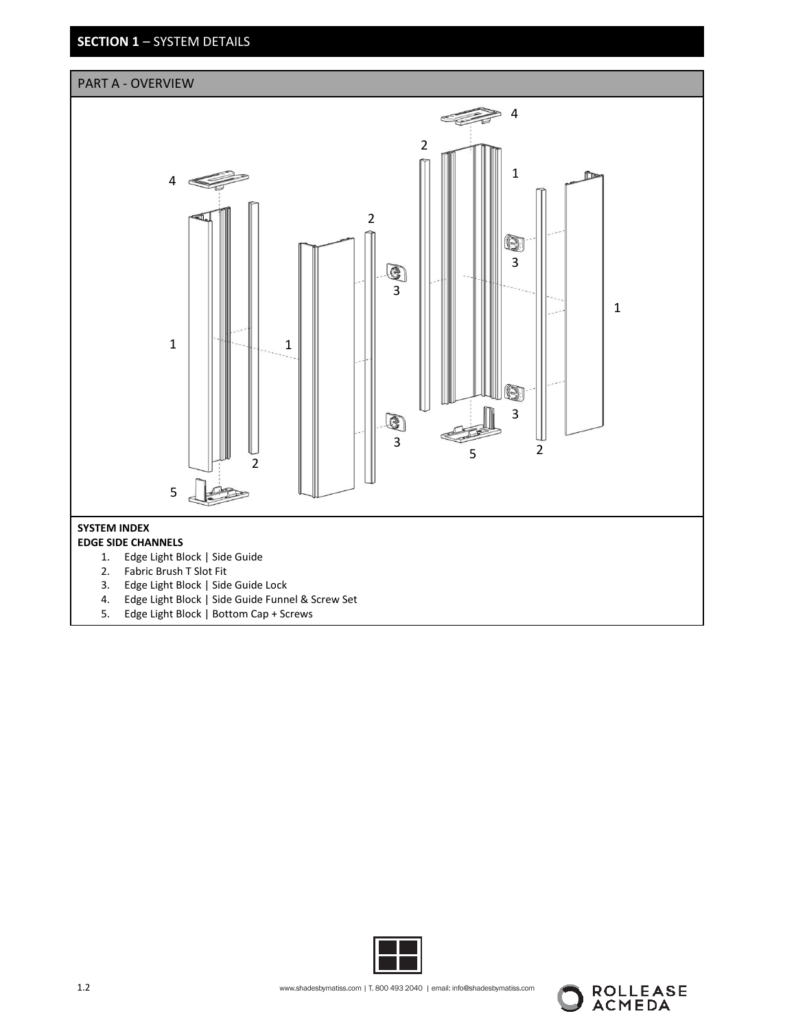## SECTION 1 – SYSTEM DETAILS

### PART A - OVERVIEW

**SYSTEM INDEX**
**EDGE SIDE CHANNELS**

1. Edge Light Block | Side Guide
2. Fabric Brush T Slot Fit
3. Edge Light Block | Side Guide Lock
4. Edge Light Block | Side Guide Funnel & Screw Set
5. Edge Light Block | Bottom Cap + Screws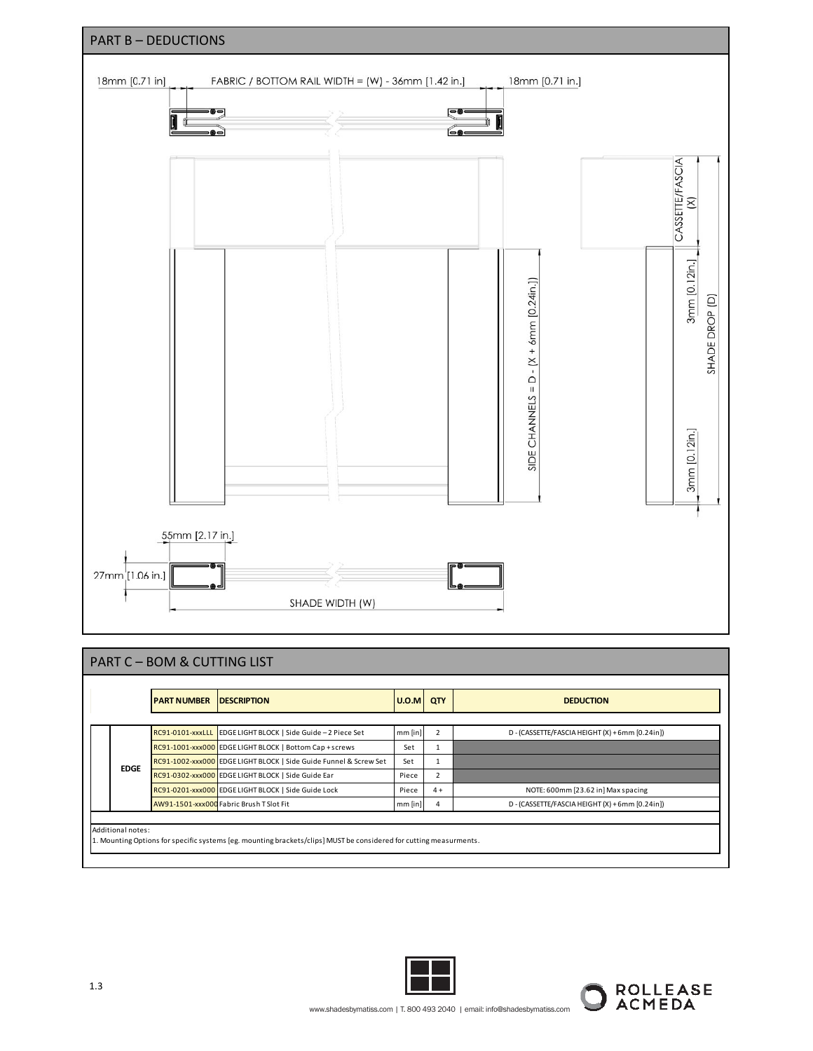## PART B – DEDUCTIONS

18mm [0.71 in]

FABRIC / BOTTOM RAIL WIDTH = (W) - 36mm [1.42 in.]

18mm [0.71 in.]

CASSETTE/FASCIA (X)

3mm [0.12in.]

SIDE CHANNELS = D - (X + 6mm [0.24in.])

SHADE DROP (D)

3mm [0.12in.]

55mm [2.17 in.]

27mm [1.06 in.]

SHADE WIDTH (W)

## PART C – BOM & CUTTING LIST

| | PART NUMBER | DESCRIPTION | U.O.M | QTY | DEDUCTION |
|---|---|---|---|---|---|
| EDGE | RC91-0101-xxxLLL | EDGE LIGHT BLOCK \| Side Guide – 2 Piece Set | mm [in] | 2 | D - (CASSETTE/FASCIA HEIGHT (X) + 6mm [0.24in]) |
| | RC91-1001-xxx000 | EDGE LIGHT BLOCK \| Bottom Cap + screws | Set | 1 | |
| | RC91-1002-xxx000 | EDGE LIGHT BLOCK \| Side Guide Funnel & Screw Set | Set | 1 | |
| | RC91-0302-xxx000 | EDGE LIGHT BLOCK \| Side Guide Ear | Piece | 2 | |
| | RC91-0201-xxx000 | EDGE LIGHT BLOCK \| Side Guide Lock | Piece | 4 + | NOTE: 600mm [23.62 in] Max spacing |
| | AW91-1501-xxx000 | Fabric Brush T Slot Fit | mm [in] | 4 | D - (CASSETTE/FASCIA HEIGHT (X) + 6mm [0.24in]) |

Additional notes:
1. Mounting Options for specific systems [eg. mounting brackets/clips] MUST be considered for cutting measurments.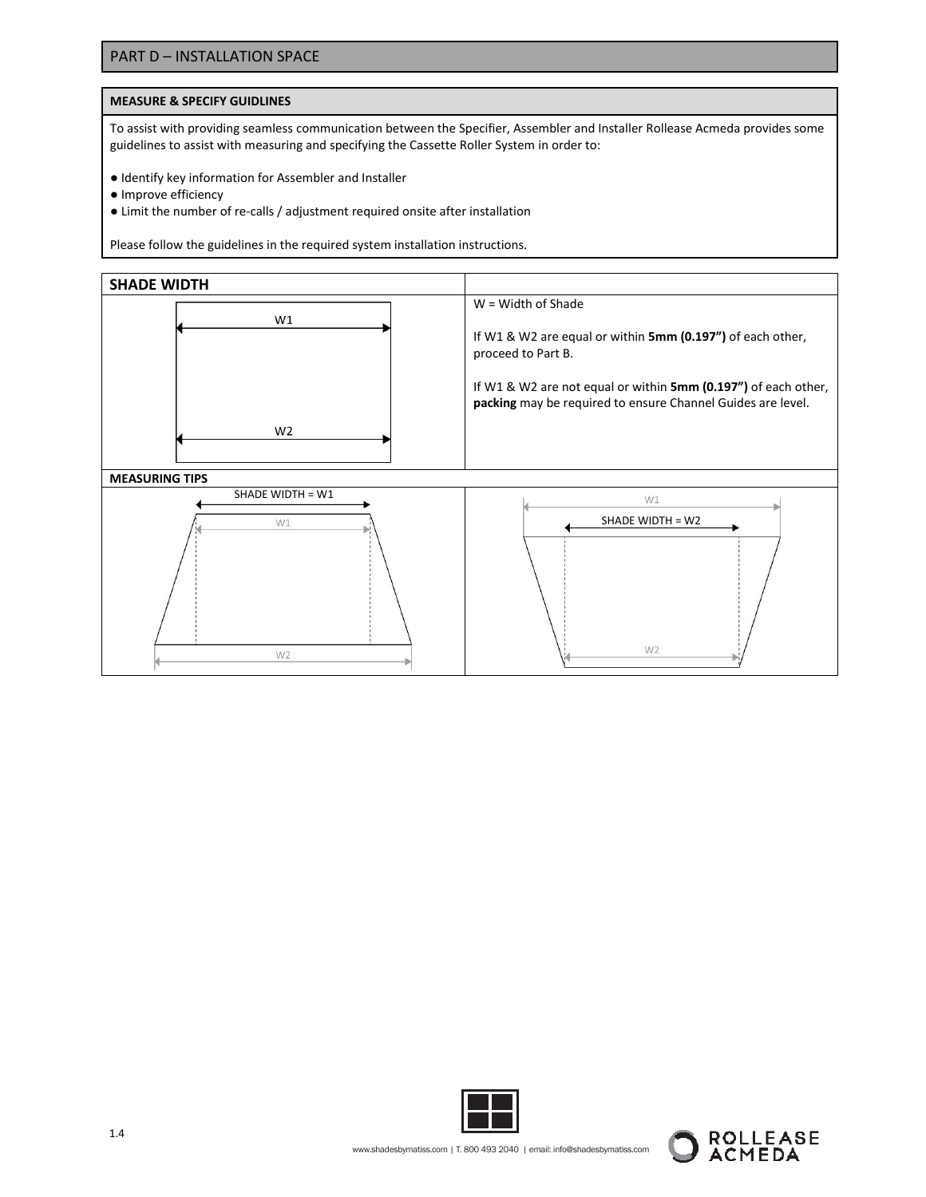## PART D – INSTALLATION SPACE

### MEASURE & SPECIFY GUIDLINES

To assist with providing seamless communication between the Specifier, Assembler and Installer Rollease Acmeda provides some guidelines to assist with measuring and specifying the Cassette Roller System in order to:

- Identify key information for Assembler and Installer
- Improve efficiency
- Limit the number of re-calls / adjustment required onsite after installation

Please follow the guidelines in the required system installation instructions.

### SHADE WIDTH

W1

W2

W = Width of Shade

If W1 & W2 are equal or within **5mm (0.197")** of each other, proceed to Part B.

If W1 & W2 are not equal or within **5mm (0.197")** of each other, **packing** may be required to ensure Channel Guides are level.

### MEASURING TIPS

SHADE WIDTH = W1

W1

W2

W1

SHADE WIDTH = W2

W2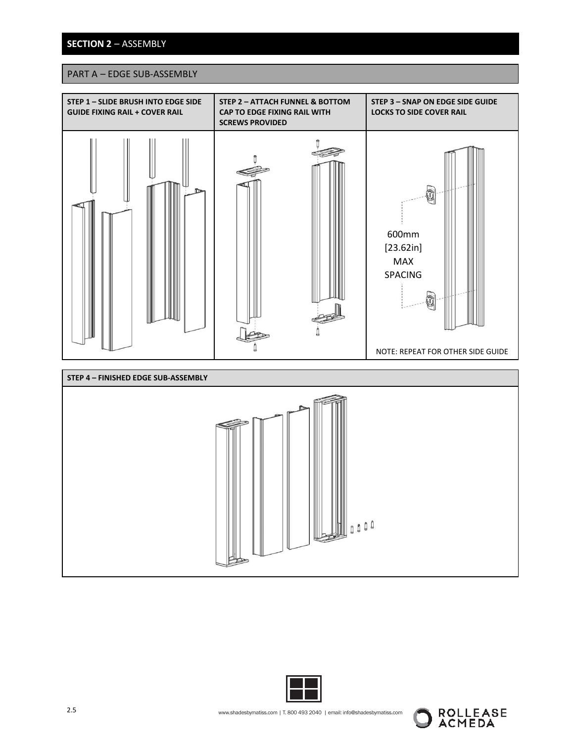## SECTION 2 – ASSEMBLY

### PART A – EDGE SUB-ASSEMBLY

| STEP 1 – SLIDE BRUSH INTO EDGE SIDE GUIDE FIXING RAIL + COVER RAIL | STEP 2 – ATTACH FUNNEL & BOTTOM CAP TO EDGE FIXING RAIL WITH SCREWS PROVIDED | STEP 3 – SNAP ON EDGE SIDE GUIDE LOCKS TO SIDE COVER RAIL |
|---|---|---|
| | | 600mm [23.62in] MAX SPACING<br><br>NOTE: REPEAT FOR OTHER SIDE GUIDE |

| STEP 4 – FINISHED EDGE SUB-ASSEMBLY |
|---|
| |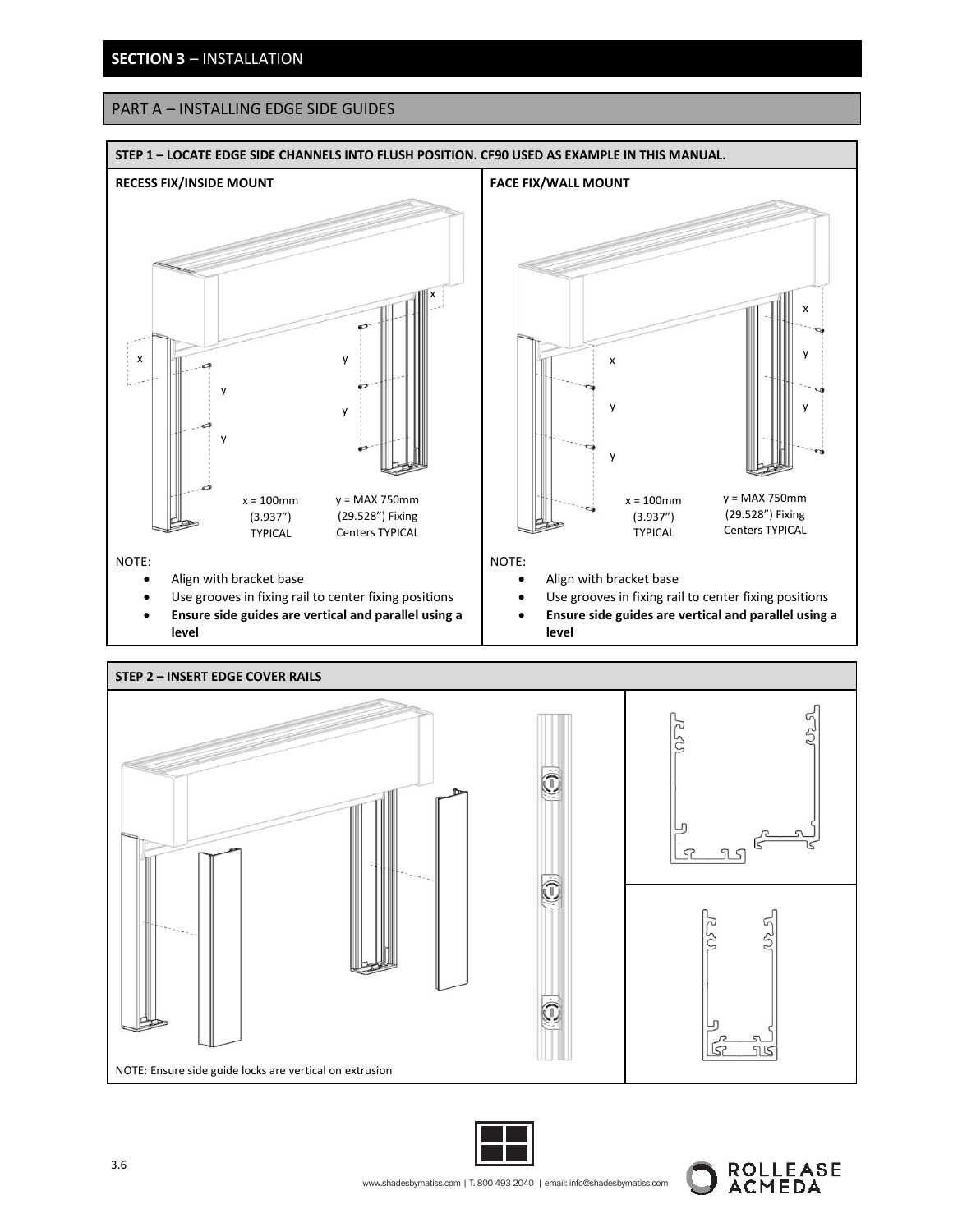## SECTION 3 – INSTALLATION

### PART A – INSTALLING EDGE SIDE GUIDES

#### STEP 1 – LOCATE EDGE SIDE CHANNELS INTO FLUSH POSITION. CF90 USED AS EXAMPLE IN THIS MANUAL.

**RECESS FIX/INSIDE MOUNT**

x = 100mm (3.937”) TYPICAL

y = MAX 750mm (29.528”) Fixing Centers TYPICAL

NOTE:

- Align with bracket base
- Use grooves in fixing rail to center fixing positions
- **Ensure side guides are vertical and parallel using a level**

**FACE FIX/WALL MOUNT**

x = 100mm (3.937”) TYPICAL

y = MAX 750mm (29.528”) Fixing Centers TYPICAL

NOTE:

- Align with bracket base
- Use grooves in fixing rail to center fixing positions
- **Ensure side guides are vertical and parallel using a level**

#### STEP 2 – INSERT EDGE COVER RAILS

NOTE: Ensure side guide locks are vertical on extrusion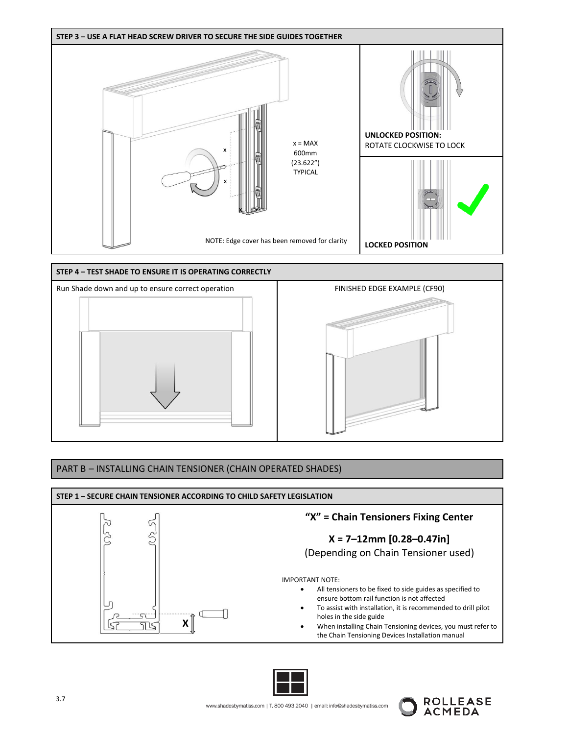### STEP 3 – USE A FLAT HEAD SCREW DRIVER TO SECURE THE SIDE GUIDES TOGETHER

x

x

x = MAX 600mm (23.622") TYPICAL

NOTE: Edge cover has been removed for clarity

**UNLOCKED POSITION:**
ROTATE CLOCKWISE TO LOCK

**LOCKED POSITION**

### STEP 4 – TEST SHADE TO ENSURE IT IS OPERATING CORRECTLY

Run Shade down and up to ensure correct operation

FINISHED EDGE EXAMPLE (CF90)

## PART B – INSTALLING CHAIN TENSIONER (CHAIN OPERATED SHADES)

### STEP 1 – SECURE CHAIN TENSIONER ACCORDING TO CHILD SAFETY LEGISLATION

X

**"X" = Chain Tensioners Fixing Center**

**X = 7–12mm [0.28–0.47in]**

(Depending on Chain Tensioner used)

IMPORTANT NOTE:

- All tensioners to be fixed to side guides as specified to ensure bottom rail function is not affected
- To assist with installation, it is recommended to drill pilot holes in the side guide
- When installing Chain Tensioning devices, you must refer to the Chain Tensioning Devices Installation manual

www.shadesbymatiss.com | T. 800 493 2040 | email: info@shadesbymatiss.com

ROLLEASE ACMEDA